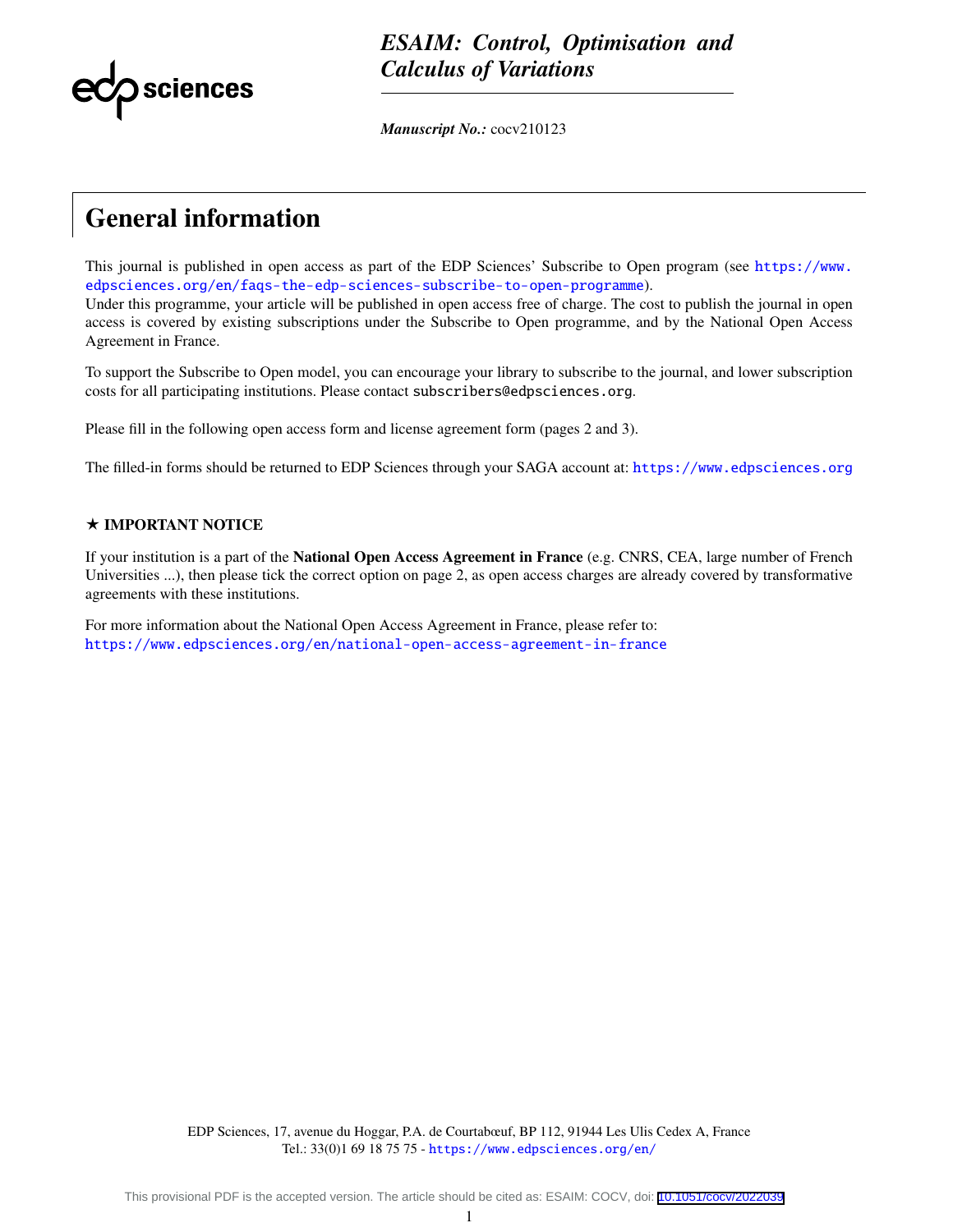*ESAIM: Control, Optimisation and Calculus of Variations*

***Manuscript No.:*** cocv210123

# General information

This journal is published in open access as part of the EDP Sciences' Subscribe to Open program (see https://www.edpsciences.org/en/faqs-the-edp-sciences-subscribe-to-open-programme).
Under this programme, your article will be published in open access free of charge. The cost to publish the journal in open access is covered by existing subscriptions under the Subscribe to Open programme, and by the National Open Access Agreement in France.

To support the Subscribe to Open model, you can encourage your library to subscribe to the journal, and lower subscription costs for all participating institutions. Please contact subscribers@edpsciences.org.

Please fill in the following open access form and license agreement form (pages 2 and 3).

The filled-in forms should be returned to EDP Sciences through your SAGA account at: https://www.edpsciences.org

### ★ IMPORTANT NOTICE

If your institution is a part of the **National Open Access Agreement in France** (e.g. CNRS, CEA, large number of French Universities ...), then please tick the correct option on page 2, as open access charges are already covered by transformative agreements with these institutions.

For more information about the National Open Access Agreement in France, please refer to:
https://www.edpsciences.org/en/national-open-access-agreement-in-france

EDP Sciences, 17, avenue du Hoggar, P.A. de Courtabœuf, BP 112, 91944 Les Ulis Cedex A, France
Tel.: 33(0)1 69 18 75 75 - https://www.edpsciences.org/en/

This provisional PDF is the accepted version. The article should be cited as: ESAIM: COCV, doi: 10.1051/cocv/2022039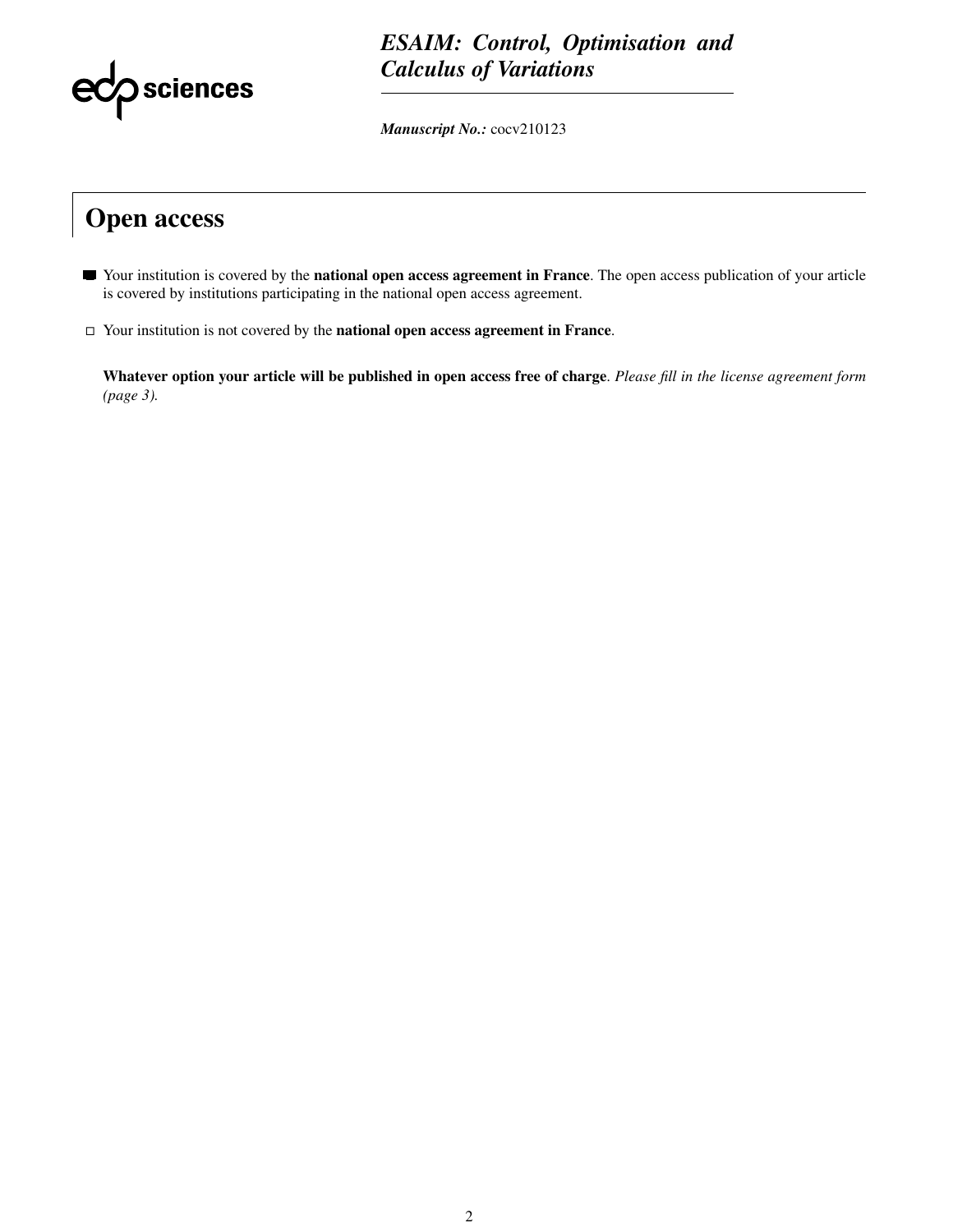*ESAIM: Control, Optimisation and Calculus of Variations*

***Manuscript No.:*** cocv210123

## Open access

- ■ Your institution is covered by the **national open access agreement in France**. The open access publication of your article is covered by institutions participating in the national open access agreement.

- □ Your institution is not covered by the **national open access agreement in France**.

**Whatever option your article will be published in open access free of charge**. *Please fill in the license agreement form (page 3).*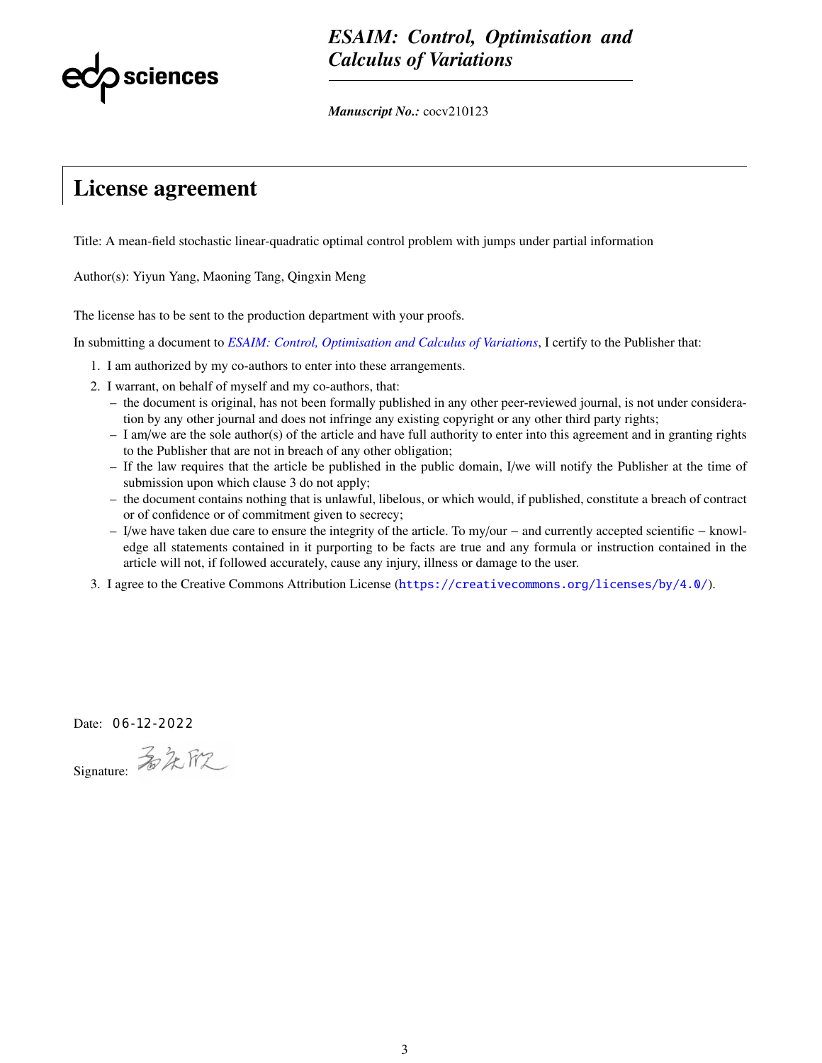*ESAIM: Control, Optimisation and Calculus of Variations*

***Manuscript No.:*** cocv210123

# License agreement

Title: A mean-field stochastic linear-quadratic optimal control problem with jumps under partial information

Author(s): Yiyun Yang, Maoning Tang, Qingxin Meng

The license has to be sent to the production department with your proofs.

In submitting a document to *ESAIM: Control, Optimisation and Calculus of Variations*, I certify to the Publisher that:

1. I am authorized by my co-authors to enter into these arrangements.
2. I warrant, on behalf of myself and my co-authors, that:
   - the document is original, has not been formally published in any other peer-reviewed journal, is not under consideration by any other journal and does not infringe any existing copyright or any other third party rights;
   - I am/we are the sole author(s) of the article and have full authority to enter into this agreement and in granting rights to the Publisher that are not in breach of any other obligation;
   - If the law requires that the article be published in the public domain, I/we will notify the Publisher at the time of submission upon which clause 3 do not apply;
   - the document contains nothing that is unlawful, libelous, or which would, if published, constitute a breach of contract or of confidence or of commitment given to secrecy;
   - I/we have taken due care to ensure the integrity of the article. To my/our – and currently accepted scientific – knowledge all statements contained in it purporting to be facts are true and any formula or instruction contained in the article will not, if followed accurately, cause any injury, illness or damage to the user.
3. I agree to the Creative Commons Attribution License (https://creativecommons.org/licenses/by/4.0/).

Date: 06-12-2022

Signature: 孟庆欣